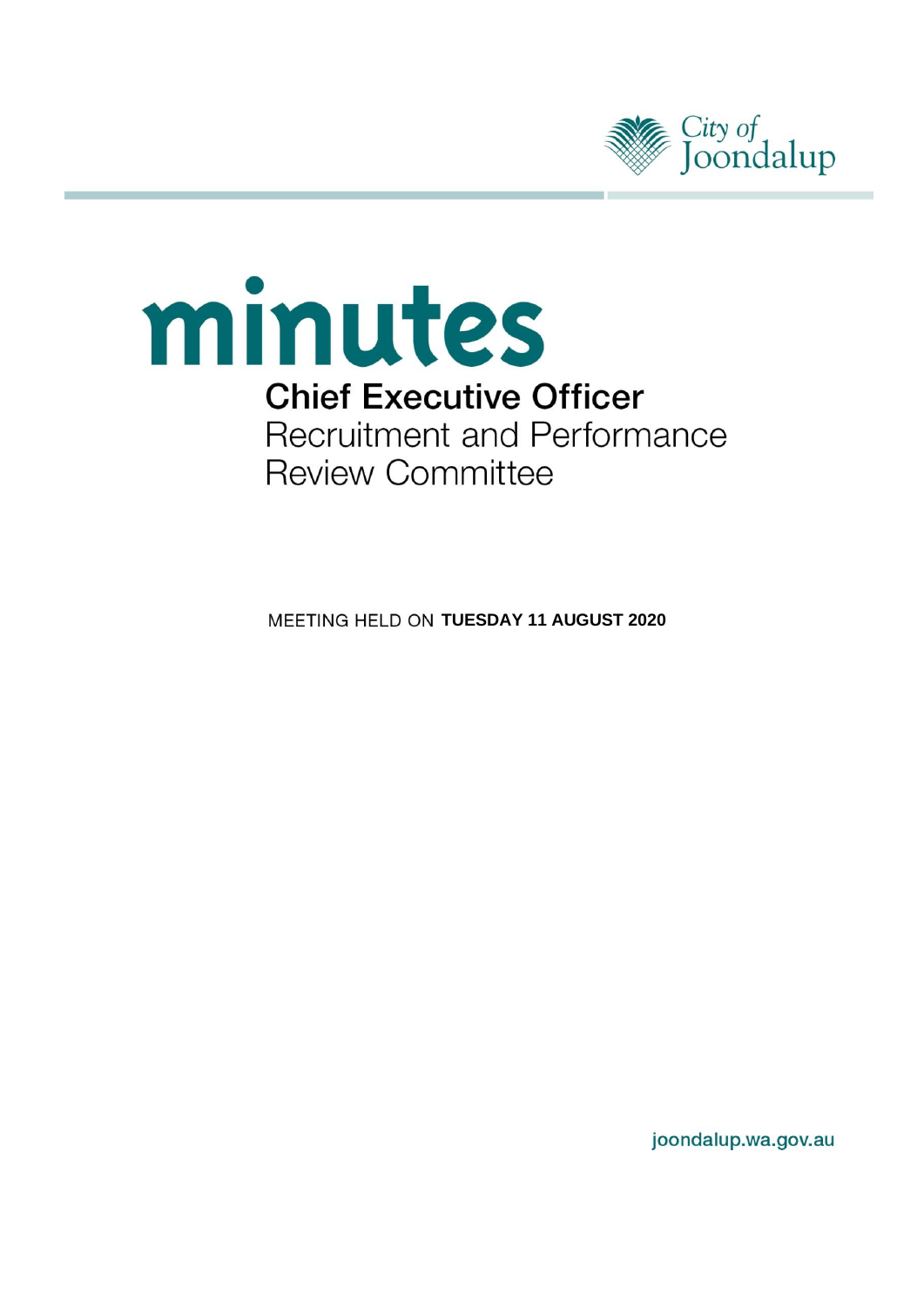City of Joondalup

# minutes

## Chief Executive Officer Recruitment and Performance Review Committee

MEETING HELD ON **TUESDAY 11 AUGUST 2020**

joondalup.wa.gov.au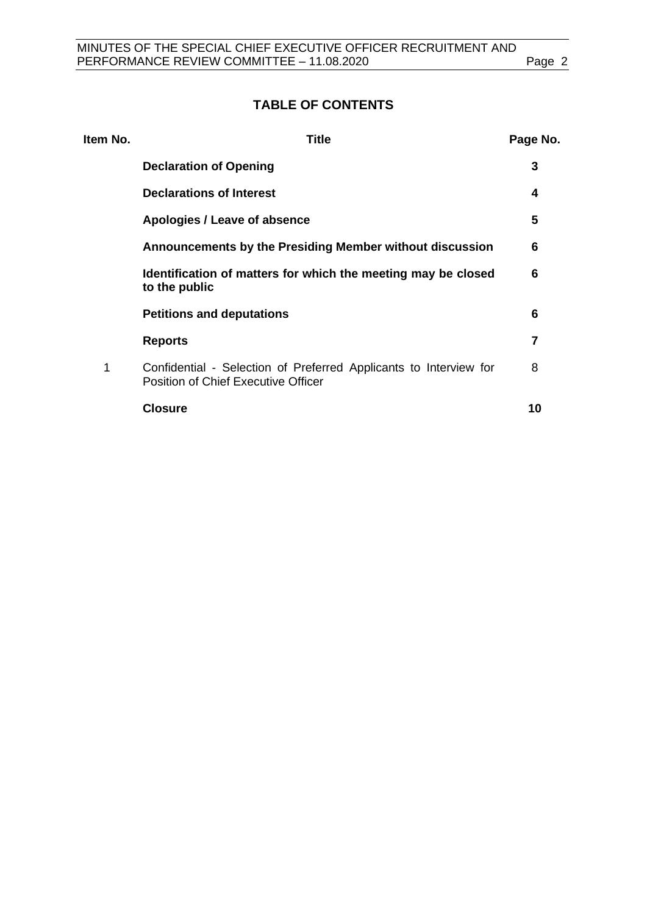## TABLE OF CONTENTS

| Item No. | Title | Page No. |
|---|---|---|
| | **Declaration of Opening** | **3** |
| | **Declarations of Interest** | **4** |
| | **Apologies / Leave of absence** | **5** |
| | **Announcements by the Presiding Member without discussion** | **6** |
| | **Identification of matters for which the meeting may be closed to the public** | **6** |
| | **Petitions and deputations** | **6** |
| | **Reports** | **7** |
| 1 | Confidential - Selection of Preferred Applicants to Interview for Position of Chief Executive Officer | 8 |
| | **Closure** | **10** |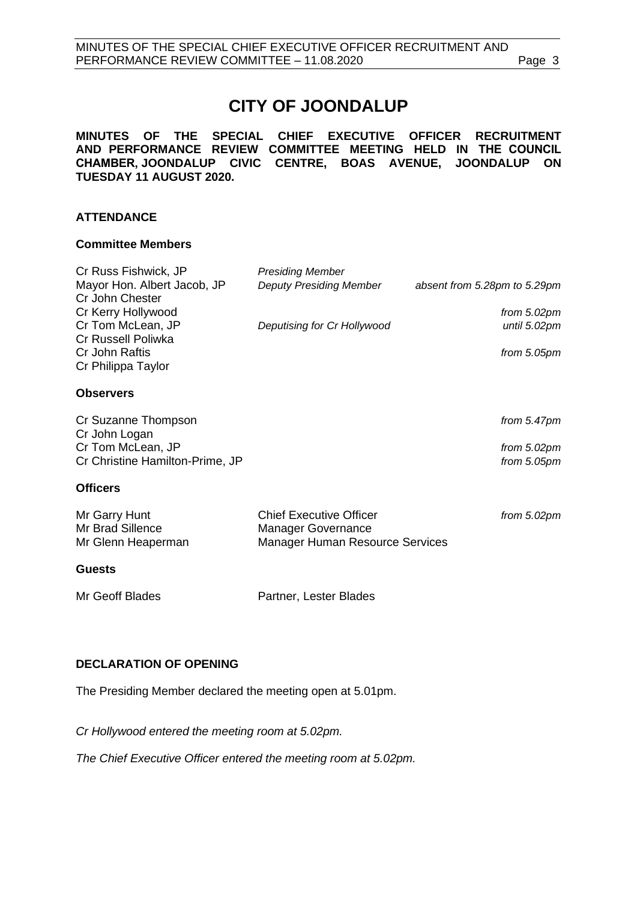# CITY OF JOONDALUP

**MINUTES OF THE SPECIAL CHIEF EXECUTIVE OFFICER RECRUITMENT AND PERFORMANCE REVIEW COMMITTEE MEETING HELD IN THE COUNCIL CHAMBER, JOONDALUP CIVIC CENTRE, BOAS AVENUE, JOONDALUP ON TUESDAY 11 AUGUST 2020.**

## ATTENDANCE

### Committee Members

| | | |
|---|---|---|
| Cr Russ Fishwick, JP | *Presiding Member* | |
| Mayor Hon. Albert Jacob, JP | *Deputy Presiding Member* | *absent from 5.28pm to 5.29pm* |
| Cr John Chester | | |
| Cr Kerry Hollywood | | *from 5.02pm* |
| Cr Tom McLean, JP | *Deputising for Cr Hollywood* | *until 5.02pm* |
| Cr Russell Poliwka | | |
| Cr John Raftis | | *from 5.05pm* |
| Cr Philippa Taylor | | |

### Observers

| | |
|---|---|
| Cr Suzanne Thompson | *from 5.47pm* |
| Cr John Logan | |
| Cr Tom McLean, JP | *from 5.02pm* |
| Cr Christine Hamilton-Prime, JP | *from 5.05pm* |

### Officers

| | | |
|---|---|---|
| Mr Garry Hunt | Chief Executive Officer | *from 5.02pm* |
| Mr Brad Sillence | Manager Governance | |
| Mr Glenn Heaperman | Manager Human Resource Services | |

### Guests

| | |
|---|---|
| Mr Geoff Blades | Partner, Lester Blades |

## DECLARATION OF OPENING

The Presiding Member declared the meeting open at 5.01pm.

*Cr Hollywood entered the meeting room at 5.02pm.*

*The Chief Executive Officer entered the meeting room at 5.02pm.*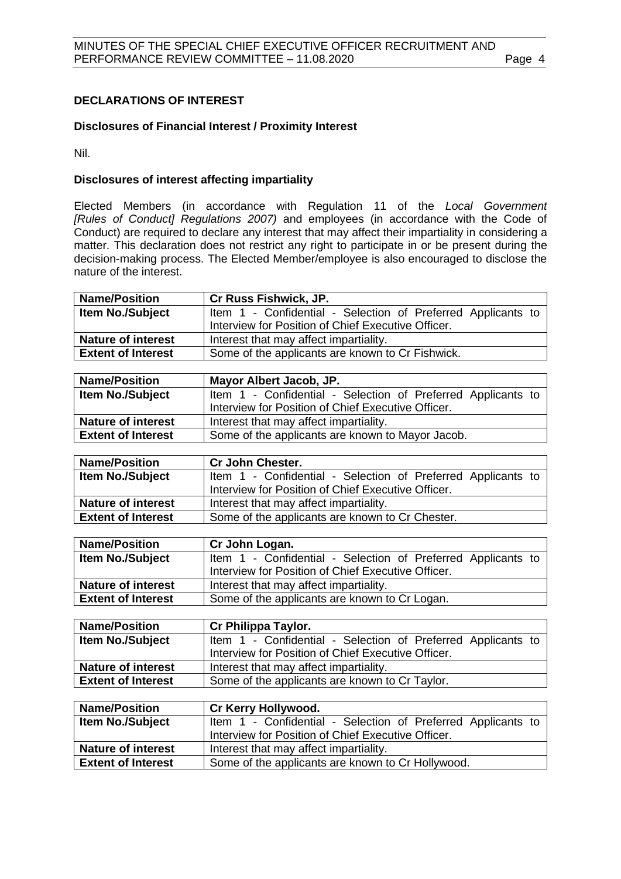## DECLARATIONS OF INTEREST

### Disclosures of Financial Interest / Proximity Interest

Nil.

### Disclosures of interest affecting impartiality

Elected Members (in accordance with Regulation 11 of the *Local Government [Rules of Conduct] Regulations 2007)* and employees (in accordance with the Code of Conduct) are required to declare any interest that may affect their impartiality in considering a matter. This declaration does not restrict any right to participate in or be present during the decision-making process. The Elected Member/employee is also encouraged to disclose the nature of the interest.

| **Name/Position** | **Cr Russ Fishwick, JP.** |
|---|---|
| **Item No./Subject** | Item 1 - Confidential - Selection of Preferred Applicants to Interview for Position of Chief Executive Officer. |
| **Nature of interest** | Interest that may affect impartiality. |
| **Extent of Interest** | Some of the applicants are known to Cr Fishwick. |

| **Name/Position** | **Mayor Albert Jacob, JP.** |
|---|---|
| **Item No./Subject** | Item 1 - Confidential - Selection of Preferred Applicants to Interview for Position of Chief Executive Officer. |
| **Nature of interest** | Interest that may affect impartiality. |
| **Extent of Interest** | Some of the applicants are known to Mayor Jacob. |

| **Name/Position** | **Cr John Chester.** |
|---|---|
| **Item No./Subject** | Item 1 - Confidential - Selection of Preferred Applicants to Interview for Position of Chief Executive Officer. |
| **Nature of interest** | Interest that may affect impartiality. |
| **Extent of Interest** | Some of the applicants are known to Cr Chester. |

| **Name/Position** | **Cr John Logan.** |
|---|---|
| **Item No./Subject** | Item 1 - Confidential - Selection of Preferred Applicants to Interview for Position of Chief Executive Officer. |
| **Nature of interest** | Interest that may affect impartiality. |
| **Extent of Interest** | Some of the applicants are known to Cr Logan. |

| **Name/Position** | **Cr Philippa Taylor.** |
|---|---|
| **Item No./Subject** | Item 1 - Confidential - Selection of Preferred Applicants to Interview for Position of Chief Executive Officer. |
| **Nature of interest** | Interest that may affect impartiality. |
| **Extent of Interest** | Some of the applicants are known to Cr Taylor. |

| **Name/Position** | **Cr Kerry Hollywood.** |
|---|---|
| **Item No./Subject** | Item 1 - Confidential - Selection of Preferred Applicants to Interview for Position of Chief Executive Officer. |
| **Nature of interest** | Interest that may affect impartiality. |
| **Extent of Interest** | Some of the applicants are known to Cr Hollywood. |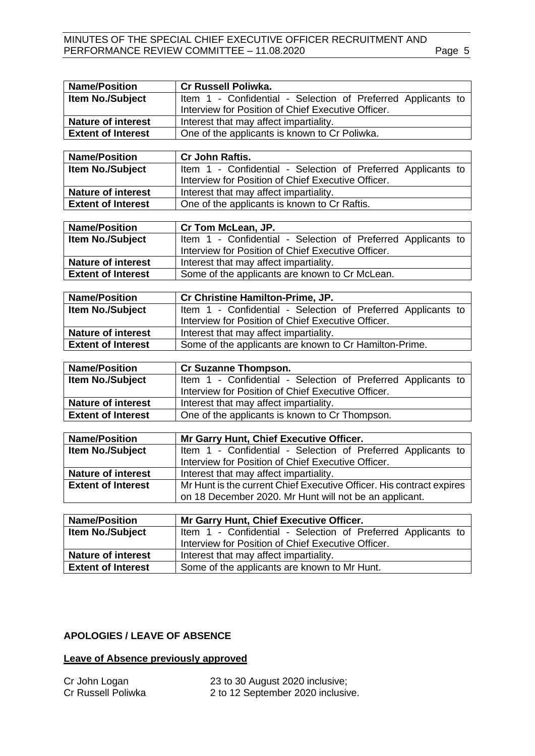| Name/Position | Cr Russell Poliwka. |
| --- | --- |
| Item No./Subject | Item 1 - Confidential - Selection of Preferred Applicants to Interview for Position of Chief Executive Officer. |
| Nature of interest | Interest that may affect impartiality. |
| Extent of Interest | One of the applicants is known to Cr Poliwka. |

| Name/Position | Cr John Raftis. |
| --- | --- |
| Item No./Subject | Item 1 - Confidential - Selection of Preferred Applicants to Interview for Position of Chief Executive Officer. |
| Nature of interest | Interest that may affect impartiality. |
| Extent of Interest | One of the applicants is known to Cr Raftis. |

| Name/Position | Cr Tom McLean, JP. |
| --- | --- |
| Item No./Subject | Item 1 - Confidential - Selection of Preferred Applicants to Interview for Position of Chief Executive Officer. |
| Nature of interest | Interest that may affect impartiality. |
| Extent of Interest | Some of the applicants are known to Cr McLean. |

| Name/Position | Cr Christine Hamilton-Prime, JP. |
| --- | --- |
| Item No./Subject | Item 1 - Confidential - Selection of Preferred Applicants to Interview for Position of Chief Executive Officer. |
| Nature of interest | Interest that may affect impartiality. |
| Extent of Interest | Some of the applicants are known to Cr Hamilton-Prime. |

| Name/Position | Cr Suzanne Thompson. |
| --- | --- |
| Item No./Subject | Item 1 - Confidential - Selection of Preferred Applicants to Interview for Position of Chief Executive Officer. |
| Nature of interest | Interest that may affect impartiality. |
| Extent of Interest | One of the applicants is known to Cr Thompson. |

| Name/Position | Mr Garry Hunt, Chief Executive Officer. |
| --- | --- |
| Item No./Subject | Item 1 - Confidential - Selection of Preferred Applicants to Interview for Position of Chief Executive Officer. |
| Nature of interest | Interest that may affect impartiality. |
| Extent of Interest | Mr Hunt is the current Chief Executive Officer. His contract expires on 18 December 2020. Mr Hunt will not be an applicant. |

| Name/Position | Mr Garry Hunt, Chief Executive Officer. |
| --- | --- |
| Item No./Subject | Item 1 - Confidential - Selection of Preferred Applicants to Interview for Position of Chief Executive Officer. |
| Nature of interest | Interest that may affect impartiality. |
| Extent of Interest | Some of the applicants are known to Mr Hunt. |

## APOLOGIES / LEAVE OF ABSENCE

### Leave of Absence previously approved

Cr John Logan — 23 to 30 August 2020 inclusive;
Cr Russell Poliwka — 2 to 12 September 2020 inclusive.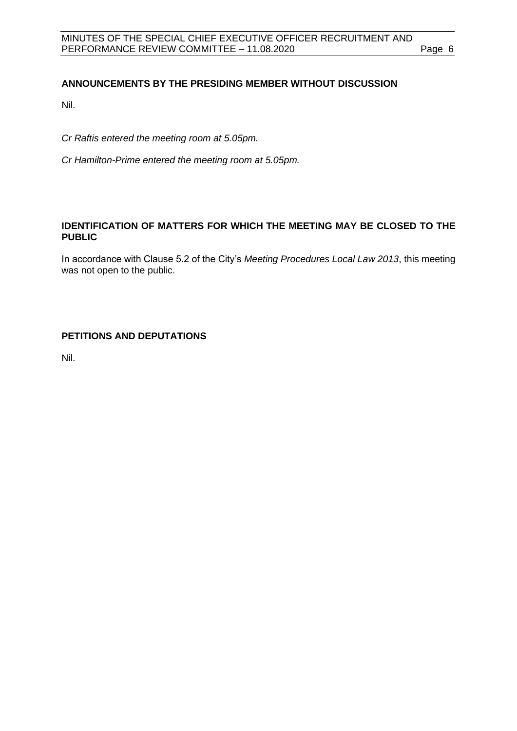## ANNOUNCEMENTS BY THE PRESIDING MEMBER WITHOUT DISCUSSION

Nil.

*Cr Raftis entered the meeting room at 5.05pm.*

*Cr Hamilton-Prime entered the meeting room at 5.05pm.*

## IDENTIFICATION OF MATTERS FOR WHICH THE MEETING MAY BE CLOSED TO THE PUBLIC

In accordance with Clause 5.2 of the City's *Meeting Procedures Local Law 2013*, this meeting was not open to the public.

## PETITIONS AND DEPUTATIONS

Nil.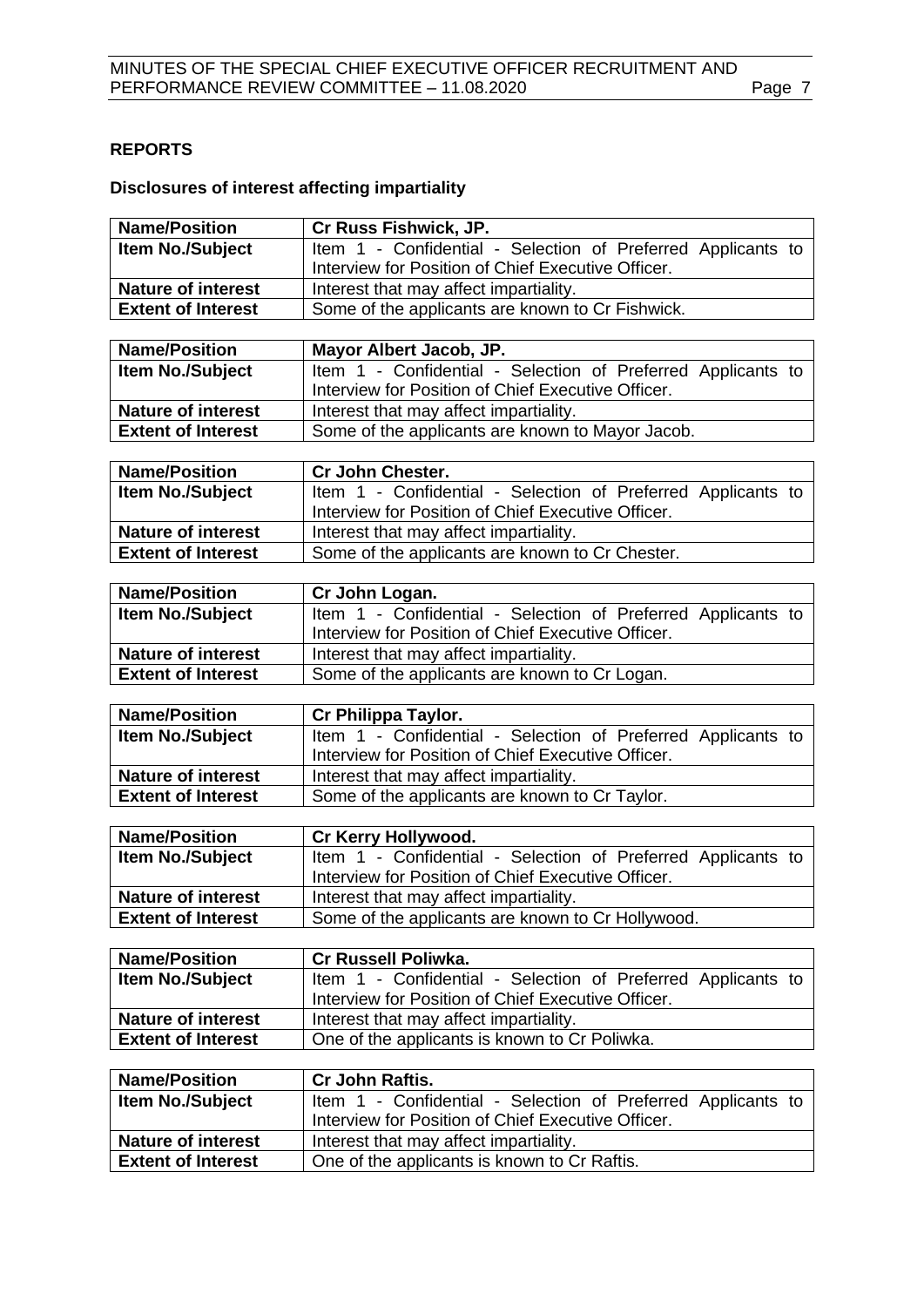**REPORTS**

**Disclosures of interest affecting impartiality**

| **Name/Position** | **Cr Russ Fishwick, JP.** |
|---|---|
| **Item No./Subject** | Item 1 - Confidential - Selection of Preferred Applicants to Interview for Position of Chief Executive Officer. |
| **Nature of interest** | Interest that may affect impartiality. |
| **Extent of Interest** | Some of the applicants are known to Cr Fishwick. |

| **Name/Position** | **Mayor Albert Jacob, JP.** |
|---|---|
| **Item No./Subject** | Item 1 - Confidential - Selection of Preferred Applicants to Interview for Position of Chief Executive Officer. |
| **Nature of interest** | Interest that may affect impartiality. |
| **Extent of Interest** | Some of the applicants are known to Mayor Jacob. |

| **Name/Position** | **Cr John Chester.** |
|---|---|
| **Item No./Subject** | Item 1 - Confidential - Selection of Preferred Applicants to Interview for Position of Chief Executive Officer. |
| **Nature of interest** | Interest that may affect impartiality. |
| **Extent of Interest** | Some of the applicants are known to Cr Chester. |

| **Name/Position** | **Cr John Logan.** |
|---|---|
| **Item No./Subject** | Item 1 - Confidential - Selection of Preferred Applicants to Interview for Position of Chief Executive Officer. |
| **Nature of interest** | Interest that may affect impartiality. |
| **Extent of Interest** | Some of the applicants are known to Cr Logan. |

| **Name/Position** | **Cr Philippa Taylor.** |
|---|---|
| **Item No./Subject** | Item 1 - Confidential - Selection of Preferred Applicants to Interview for Position of Chief Executive Officer. |
| **Nature of interest** | Interest that may affect impartiality. |
| **Extent of Interest** | Some of the applicants are known to Cr Taylor. |

| **Name/Position** | **Cr Kerry Hollywood.** |
|---|---|
| **Item No./Subject** | Item 1 - Confidential - Selection of Preferred Applicants to Interview for Position of Chief Executive Officer. |
| **Nature of interest** | Interest that may affect impartiality. |
| **Extent of Interest** | Some of the applicants are known to Cr Hollywood. |

| **Name/Position** | **Cr Russell Poliwka.** |
|---|---|
| **Item No./Subject** | Item 1 - Confidential - Selection of Preferred Applicants to Interview for Position of Chief Executive Officer. |
| **Nature of interest** | Interest that may affect impartiality. |
| **Extent of Interest** | One of the applicants is known to Cr Poliwka. |

| **Name/Position** | **Cr John Raftis.** |
|---|---|
| **Item No./Subject** | Item 1 - Confidential - Selection of Preferred Applicants to Interview for Position of Chief Executive Officer. |
| **Nature of interest** | Interest that may affect impartiality. |
| **Extent of Interest** | One of the applicants is known to Cr Raftis. |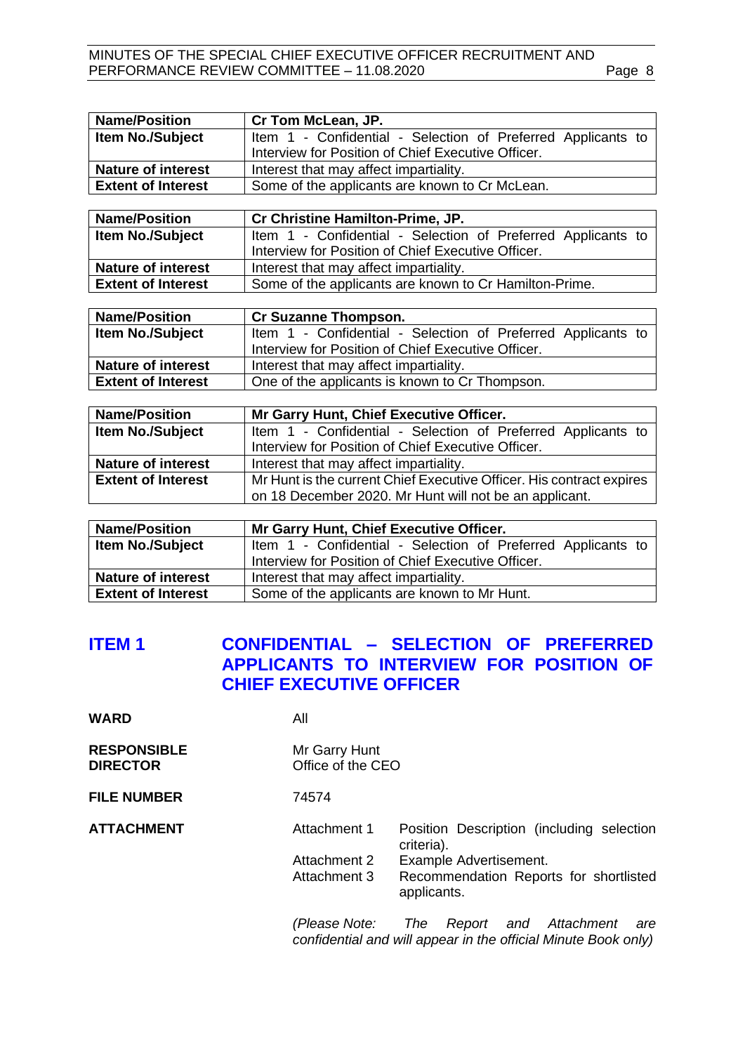| Name/Position | Cr Tom McLean, JP. |
|---|---|
| Item No./Subject | Item 1 - Confidential - Selection of Preferred Applicants to Interview for Position of Chief Executive Officer. |
| Nature of interest | Interest that may affect impartiality. |
| Extent of Interest | Some of the applicants are known to Cr McLean. |

| Name/Position | Cr Christine Hamilton-Prime, JP. |
|---|---|
| Item No./Subject | Item 1 - Confidential - Selection of Preferred Applicants to Interview for Position of Chief Executive Officer. |
| Nature of interest | Interest that may affect impartiality. |
| Extent of Interest | Some of the applicants are known to Cr Hamilton-Prime. |

| Name/Position | Cr Suzanne Thompson. |
|---|---|
| Item No./Subject | Item 1 - Confidential - Selection of Preferred Applicants to Interview for Position of Chief Executive Officer. |
| Nature of interest | Interest that may affect impartiality. |
| Extent of Interest | One of the applicants is known to Cr Thompson. |

| Name/Position | Mr Garry Hunt, Chief Executive Officer. |
|---|---|
| Item No./Subject | Item 1 - Confidential - Selection of Preferred Applicants to Interview for Position of Chief Executive Officer. |
| Nature of interest | Interest that may affect impartiality. |
| Extent of Interest | Mr Hunt is the current Chief Executive Officer. His contract expires on 18 December 2020. Mr Hunt will not be an applicant. |

| Name/Position | Mr Garry Hunt, Chief Executive Officer. |
|---|---|
| Item No./Subject | Item 1 - Confidential - Selection of Preferred Applicants to Interview for Position of Chief Executive Officer. |
| Nature of interest | Interest that may affect impartiality. |
| Extent of Interest | Some of the applicants are known to Mr Hunt. |

## ITEM 1 CONFIDENTIAL – SELECTION OF PREFERRED APPLICANTS TO INTERVIEW FOR POSITION OF CHIEF EXECUTIVE OFFICER

**WARD** All

**RESPONSIBLE DIRECTOR** Mr Garry Hunt
Office of the CEO

**FILE NUMBER** 74574

**ATTACHMENT**
Attachment 1 Position Description (including selection criteria).
Attachment 2 Example Advertisement.
Attachment 3 Recommendation Reports for shortlisted applicants.

*(Please Note: The Report and Attachment are confidential and will appear in the official Minute Book only)*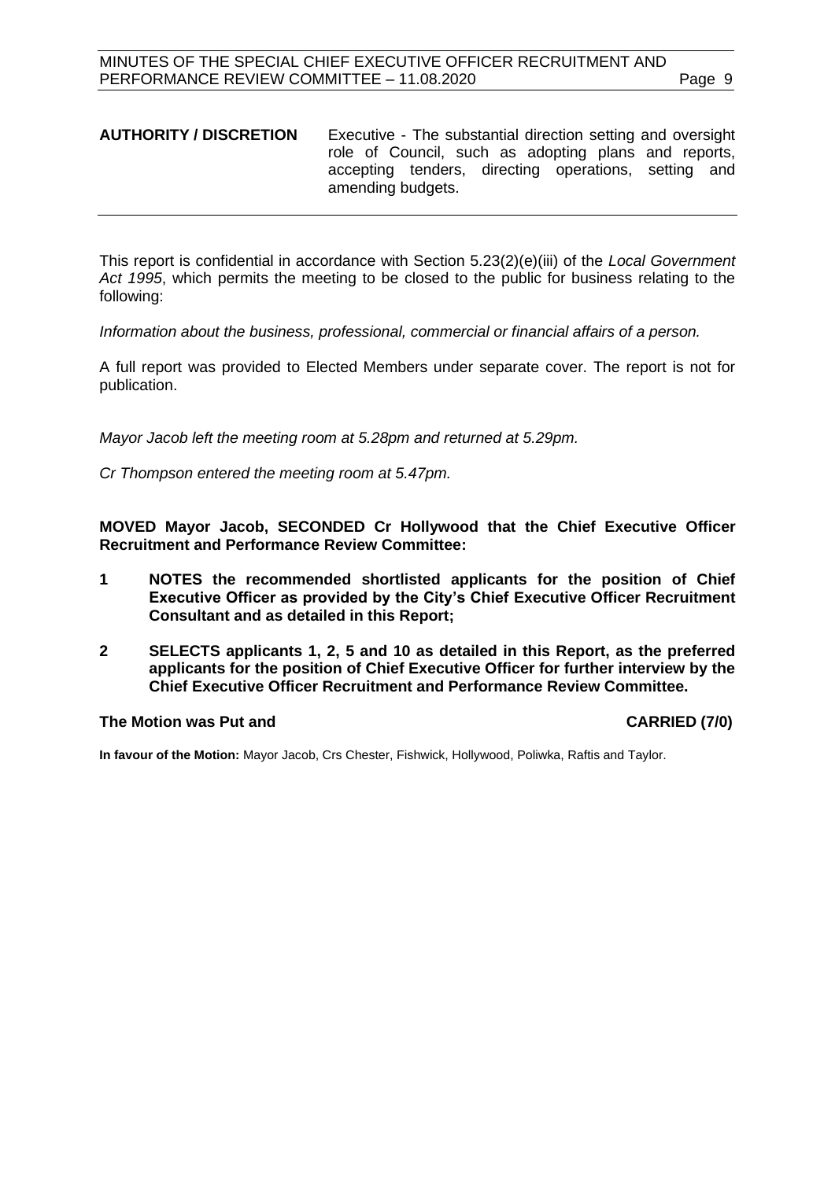| **AUTHORITY / DISCRETION** | Executive - The substantial direction setting and oversight role of Council, such as adopting plans and reports, accepting tenders, directing operations, setting and amending budgets. |
| --- | --- |

This report is confidential in accordance with Section 5.23(2)(e)(iii) of the *Local Government Act 1995*, which permits the meeting to be closed to the public for business relating to the following:

*Information about the business, professional, commercial or financial affairs of a person.*

A full report was provided to Elected Members under separate cover. The report is not for publication.

*Mayor Jacob left the meeting room at 5.28pm and returned at 5.29pm.*

*Cr Thompson entered the meeting room at 5.47pm.*

**MOVED Mayor Jacob, SECONDED Cr Hollywood that the Chief Executive Officer Recruitment and Performance Review Committee:**

**1 NOTES the recommended shortlisted applicants for the position of Chief Executive Officer as provided by the City's Chief Executive Officer Recruitment Consultant and as detailed in this Report;**

**2 SELECTS applicants 1, 2, 5 and 10 as detailed in this Report, as the preferred applicants for the position of Chief Executive Officer for further interview by the Chief Executive Officer Recruitment and Performance Review Committee.**

**The Motion was Put and CARRIED (7/0)**

**In favour of the Motion:** Mayor Jacob, Crs Chester, Fishwick, Hollywood, Poliwka, Raftis and Taylor.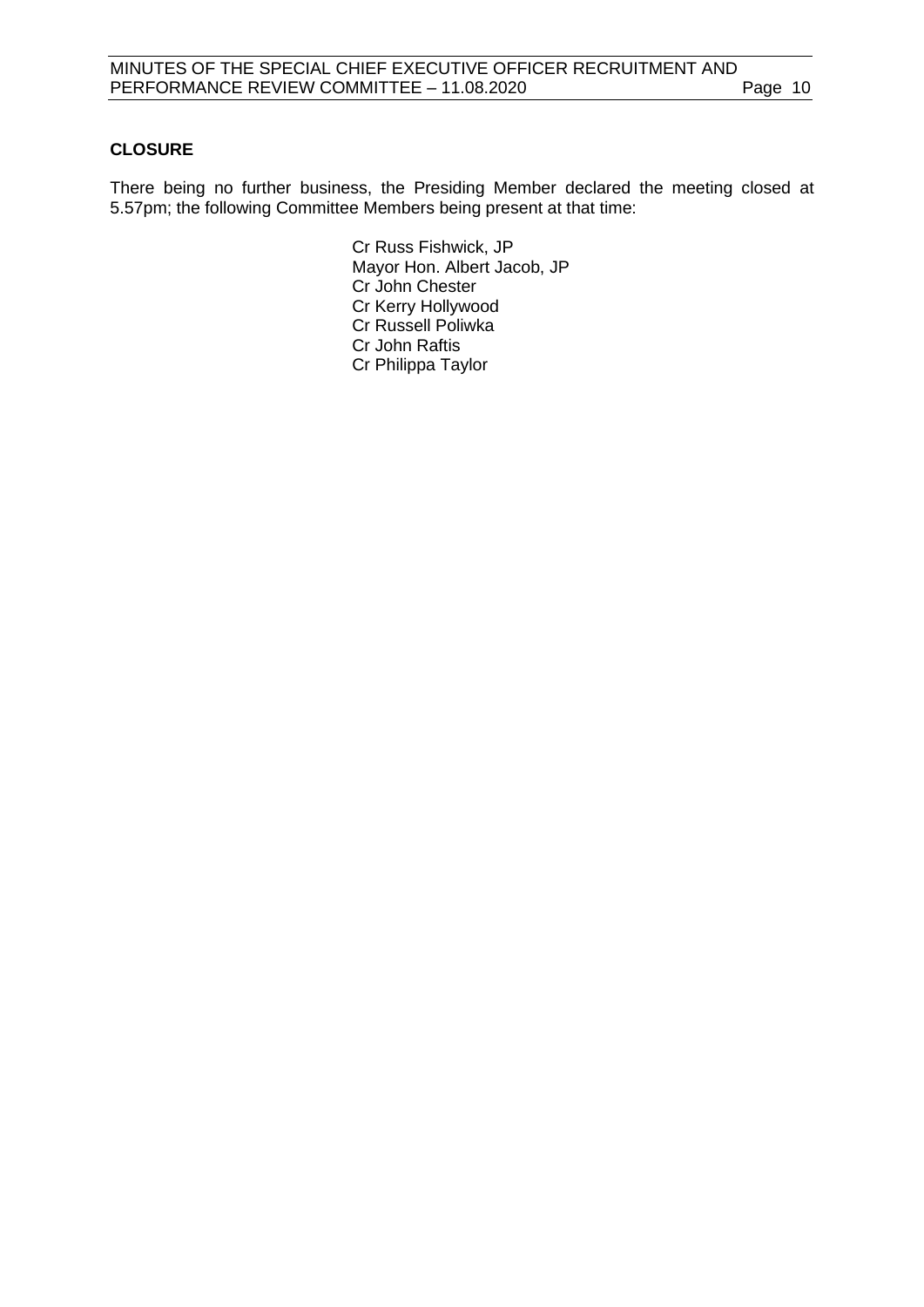## CLOSURE

There being no further business, the Presiding Member declared the meeting closed at 5.57pm; the following Committee Members being present at that time:

Cr Russ Fishwick, JP
Mayor Hon. Albert Jacob, JP
Cr John Chester
Cr Kerry Hollywood
Cr Russell Poliwka
Cr John Raftis
Cr Philippa Taylor